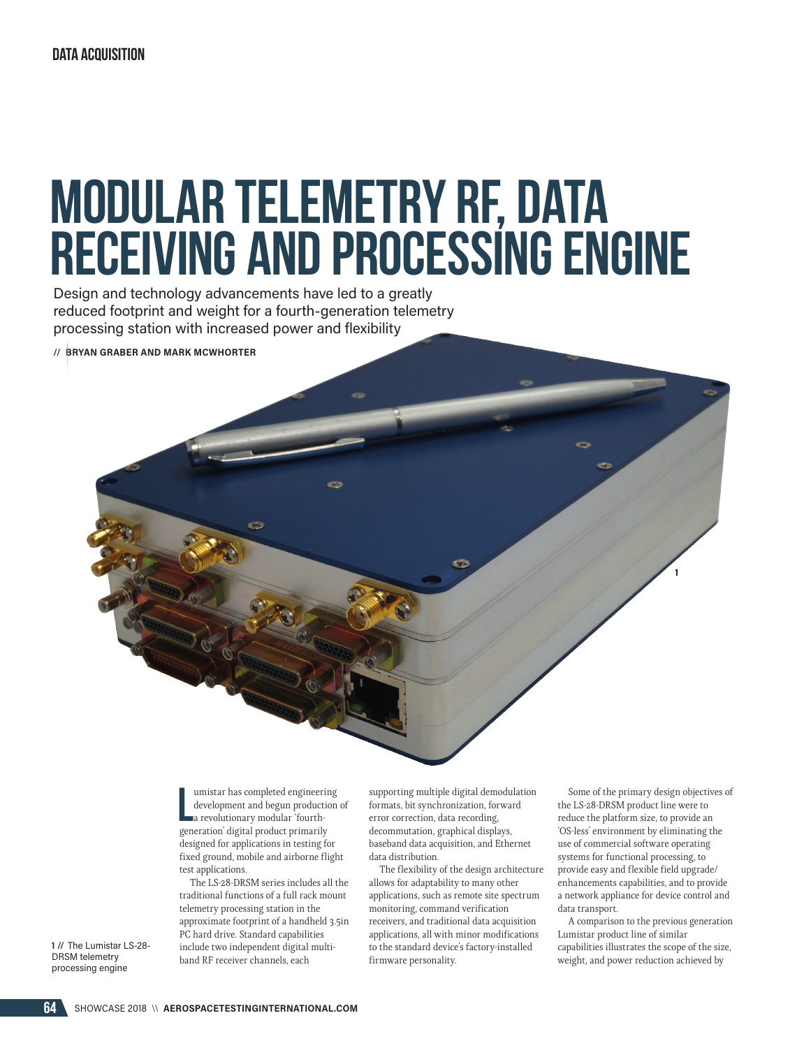# MODULAR TELEMETRY RF, DATA RECEIVING AND PROCESSING ENGINE

Design and technology advancements have led to a greatly reduced footprint and weight for a fourth-generation telemetry processing station with increased power and flexibility

// BRYAN GRABER AND MARK MCWHORTER

1 // The Lumistar LS-28-DRSM telemetry processing engine

Lumistar has completed engineering development and begun production of a revolutionary modular 'fourth-generation' digital product primarily designed for applications in testing for fixed ground, mobile and airborne flight test applications.

The LS-28-DRSM series includes all the traditional functions of a full rack mount telemetry processing station in the approximate footprint of a handheld 3.5in PC hard drive. Standard capabilities include two independent digital multi-band RF receiver channels, each supporting multiple digital demodulation formats, bit synchronization, forward error correction, data recording, decommutation, graphical displays, baseband data acquisition, and Ethernet data distribution.

The flexibility of the design architecture allows for adaptability to many other applications, such as remote site spectrum monitoring, command verification receivers, and traditional data acquisition applications, all with minor modifications to the standard device's factory-installed firmware personality.

Some of the primary design objectives of the LS-28-DRSM product line were to reduce the platform size, to provide an 'OS-less' environment by eliminating the use of commercial software operating systems for functional processing, to provide easy and flexible field upgrade/enhancements capabilities, and to provide a network appliance for device control and data transport.

A comparison to the previous generation Lumistar product line of similar capabilities illustrates the scope of the size, weight, and power reduction achieved by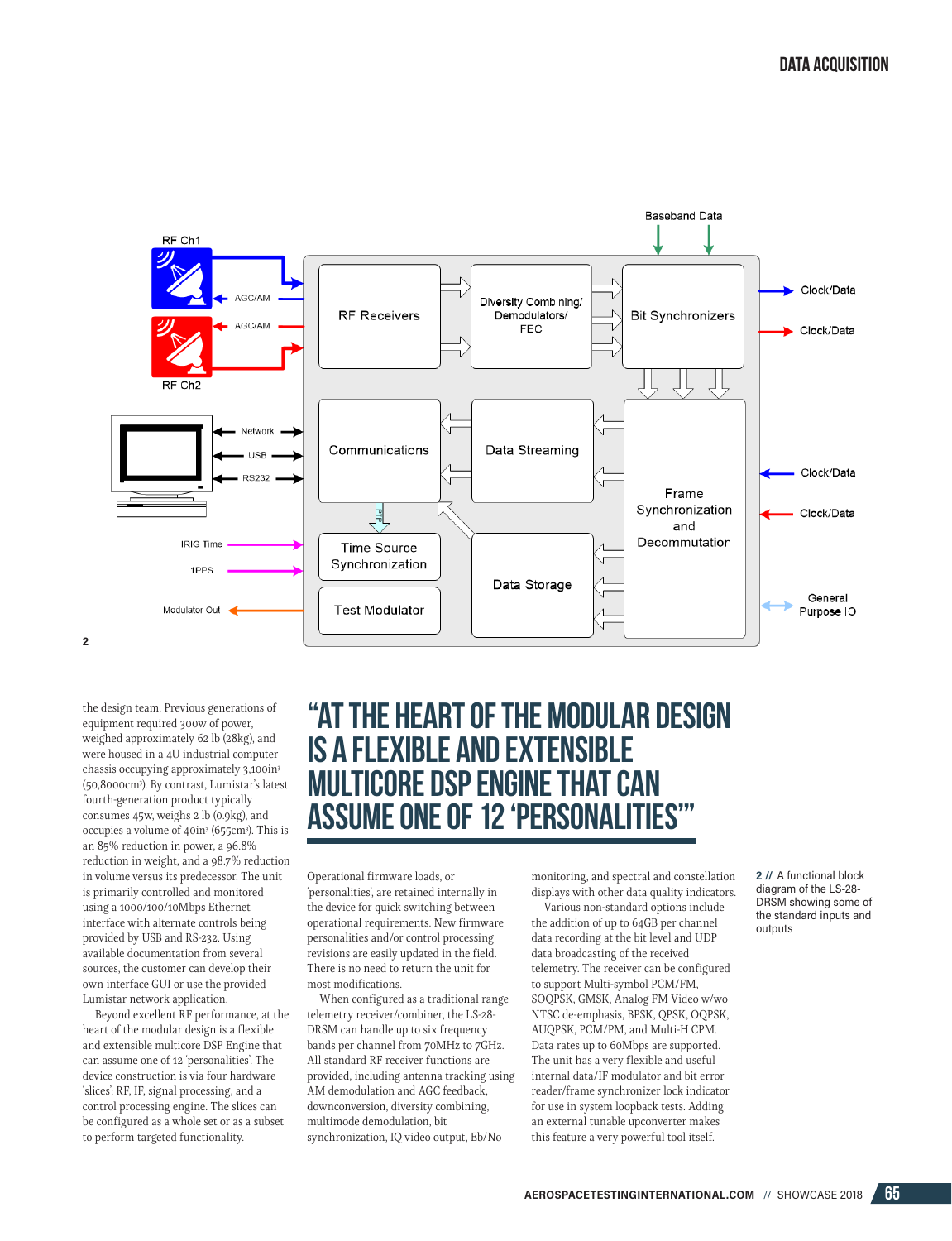Baseband Data

RF Ch1

AGC/AM

AGC/AM

RF Ch2

RF Receivers

Diversity Combining/ Demodulators/ FEC

Bit Synchronizers

Clock/Data

Clock/Data

Network

USB

RS232

Communications

Data Streaming

Frame Synchronization and Decommutation

Clock/Data

Clock/Data

IRIG Time

1PPS

Time Source Synchronization

Data Storage

Modulator Out

Test Modulator

General Purpose IO

the design team. Previous generations of equipment required 300w of power, weighed approximately 62 lb (28kg), and were housed in a 4U industrial computer chassis occupying approximately 3,100in³ (50,8000cm³). By contrast, Lumistar's latest fourth-generation product typically consumes 45w, weighs 2 lb (0.9kg), and occupies a volume of 40in³ (655cm³). This is an 85% reduction in power, a 96.8% reduction in weight, and a 98.7% reduction in volume versus its predecessor. The unit is primarily controlled and monitored using a 1000/100/10Mbps Ethernet interface with alternate controls being provided by USB and RS-232. Using available documentation from several sources, the customer can develop their own interface GUI or use the provided Lumistar network application.

Beyond excellent RF performance, at the heart of the modular design is a flexible and extensible multicore DSP Engine that can assume one of 12 'personalities'. The device construction is via four hardware 'slices': RF, IF, signal processing, and a control processing engine. The slices can be configured as a whole set or as a subset to perform targeted functionality.

## "AT THE HEART OF THE MODULAR DESIGN IS A FLEXIBLE AND EXTENSIBLE MULTICORE DSP ENGINE THAT CAN ASSUME ONE OF 12 'PERSONALITIES'"

Operational firmware loads, or 'personalities', are retained internally in the device for quick switching between operational requirements. New firmware personalities and/or control processing revisions are easily updated in the field. There is no need to return the unit for most modifications.

When configured as a traditional range telemetry receiver/combiner, the LS-28-DRSM can handle up to six frequency bands per channel from 70MHz to 7GHz. All standard RF receiver functions are provided, including antenna tracking using AM demodulation and AGC feedback, downconversion, diversity combining, multimode demodulation, bit synchronization, IQ video output, Eb/No monitoring, and spectral and constellation displays with other data quality indicators.

Various non-standard options include the addition of up to 64GB per channel data recording at the bit level and UDP data broadcasting of the received telemetry. The receiver can be configured to support Multi-symbol PCM/FM, SOQPSK, GMSK, Analog FM Video w/wo NTSC de-emphasis, BPSK, QPSK, OQPSK, AUQPSK, PCM/PM, and Multi-H CPM. Data rates up to 60Mbps are supported. The unit has a very flexible and useful internal data/IF modulator and bit error reader/frame synchronizer lock indicator for use in system loopback tests. Adding an external tunable upconverter makes this feature a very powerful tool itself.

**2 //** A functional block diagram of the LS-28-DRSM showing some of the standard inputs and outputs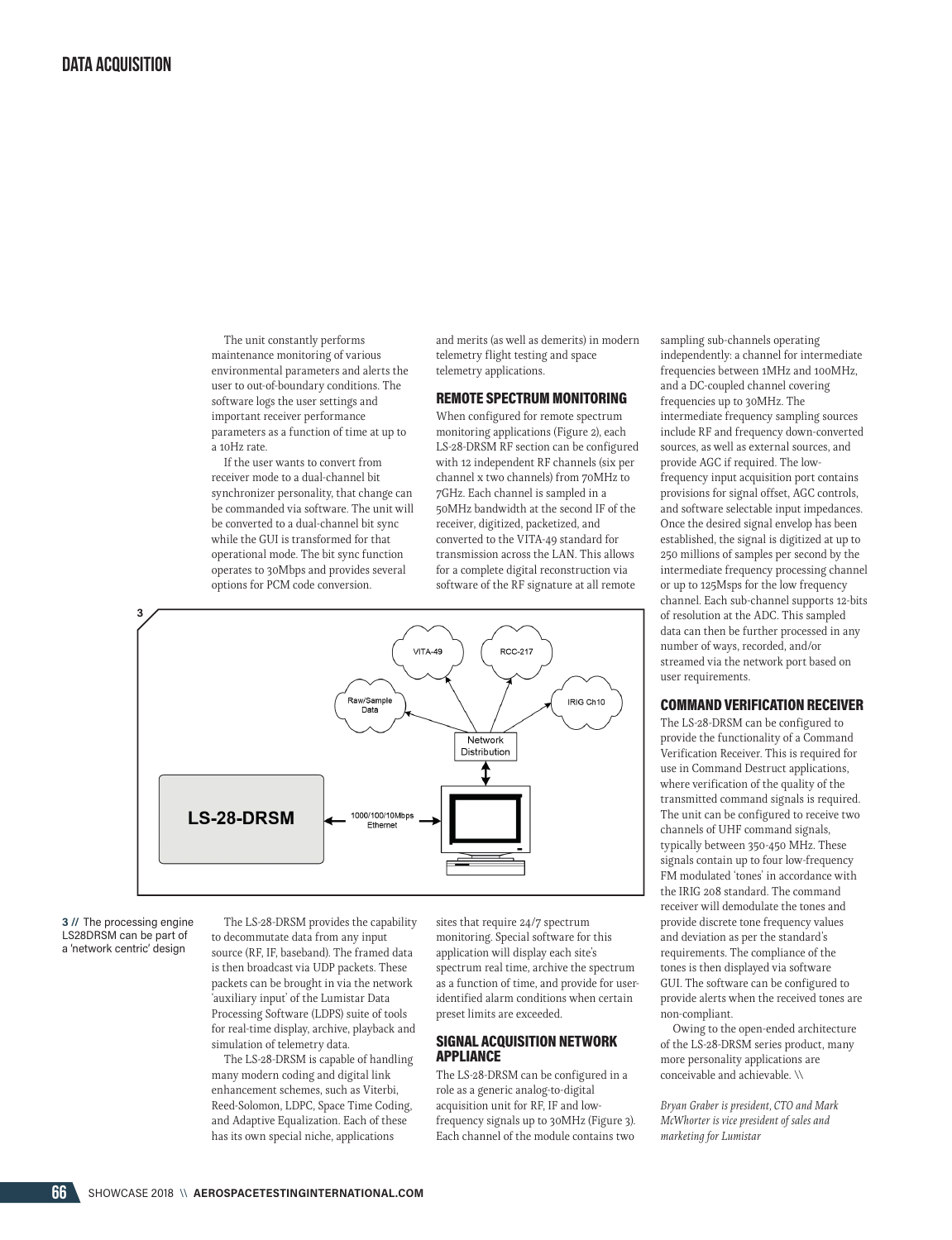The unit constantly performs maintenance monitoring of various environmental parameters and alerts the user to out-of-boundary conditions. The software logs the user settings and important receiver performance parameters as a function of time at up to a 10Hz rate.

If the user wants to convert from receiver mode to a dual-channel bit synchronizer personality, that change can be commanded via software. The unit will be converted to a dual-channel bit sync while the GUI is transformed for that operational mode. The bit sync function operates to 30Mbps and provides several options for PCM code conversion.

The LS-28-DRSM provides the capability to decommutate data from any input source (RF, IF, baseband). The framed data is then broadcast via UDP packets. These packets can be brought in via the network 'auxiliary input' of the Lumistar Data Processing Software (LDPS) suite of tools for real-time display, archive, playback and simulation of telemetry data.

The LS-28-DRSM is capable of handling many modern coding and digital link enhancement schemes, such as Viterbi, Reed-Solomon, LDPC, Space Time Coding, and Adaptive Equalization. Each of these has its own special niche, applications and merits (as well as demerits) in modern telemetry flight testing and space telemetry applications.

## REMOTE SPECTRUM MONITORING

When configured for remote spectrum monitoring applications (Figure 2), each LS-28-DRSM RF section can be configured with 12 independent RF channels (six per channel x two channels) from 70MHz to 7GHz. Each channel is sampled in a 50MHz bandwidth at the second IF of the receiver, digitized, packetized, and converted to the VITA-49 standard for transmission across the LAN. This allows for a complete digital reconstruction via software of the RF signature at all remote sites that require 24/7 spectrum monitoring. Special software for this application will display each site's spectrum real time, archive the spectrum as a function of time, and provide for user-identified alarm conditions when certain preset limits are exceeded.

3

VITA-49

RCC-217

Raw/Sample Data

IRIG Ch10

Network Distribution

LS-28-DRSM

1000/100/10Mbps Ethernet

**3 //** The processing engine LS28DRSM can be part of a 'network centric' design

## SIGNAL ACQUISITION NETWORK APPLIANCE

The LS-28-DRSM can be configured in a role as a generic analog-to-digital acquisition unit for RF, IF and low-frequency signals up to 30MHz (Figure 3). Each channel of the module contains two sampling sub-channels operating independently: a channel for intermediate frequencies between 1MHz and 100MHz, and a DC-coupled channel covering frequencies up to 30MHz. The intermediate frequency sampling sources include RF and frequency down-converted sources, as well as external sources, and provide AGC if required. The low-frequency input acquisition port contains provisions for signal offset, AGC controls, and software selectable input impedances. Once the desired signal envelop has been established, the signal is digitized at up to 250 millions of samples per second by the intermediate frequency processing channel or up to 125Msps for the low frequency channel. Each sub-channel supports 12-bits of resolution at the ADC. This sampled data can then be further processed in any number of ways, recorded, and/or streamed via the network port based on user requirements.

## COMMAND VERIFICATION RECEIVER

The LS-28-DRSM can be configured to provide the functionality of a Command Verification Receiver. This is required for use in Command Destruct applications, where verification of the quality of the transmitted command signals is required. The unit can be configured to receive two channels of UHF command signals, typically between 350-450 MHz. These signals contain up to four low-frequency FM modulated 'tones' in accordance with the IRIG 208 standard. The command receiver will demodulate the tones and provide discrete tone frequency values and deviation as per the standard's requirements. The compliance of the tones is then displayed via software GUI. The software can be configured to provide alerts when the received tones are non-compliant.

Owing to the open-ended architecture of the LS-28-DRSM series product, many more personality applications are conceivable and achievable. \\

*Bryan Graber is president, CTO and Mark McWhorter is vice president of sales and marketing for Lumistar*